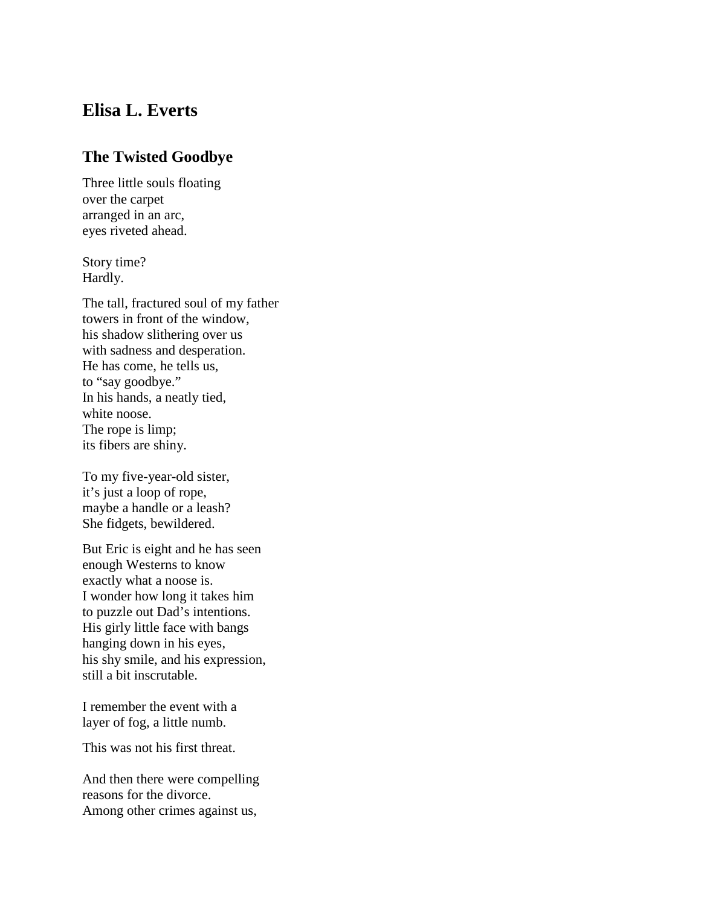## Elisa L. Everts

### The Twisted Goodbye

Three little souls floating
over the carpet
arranged in an arc,
eyes riveted ahead.

Story time?
Hardly.

The tall, fractured soul of my father
towers in front of the window,
his shadow slithering over us
with sadness and desperation.
He has come, he tells us,
to "say goodbye."
In his hands, a neatly tied,
white noose.
The rope is limp;
its fibers are shiny.

To my five-year-old sister,
it's just a loop of rope,
maybe a handle or a leash?
She fidgets, bewildered.

But Eric is eight and he has seen
enough Westerns to know
exactly what a noose is.
I wonder how long it takes him
to puzzle out Dad's intentions.
His girly little face with bangs
hanging down in his eyes,
his shy smile, and his expression,
still a bit inscrutable.

I remember the event with a
layer of fog, a little numb.

This was not his first threat.

And then there were compelling
reasons for the divorce.
Among other crimes against us,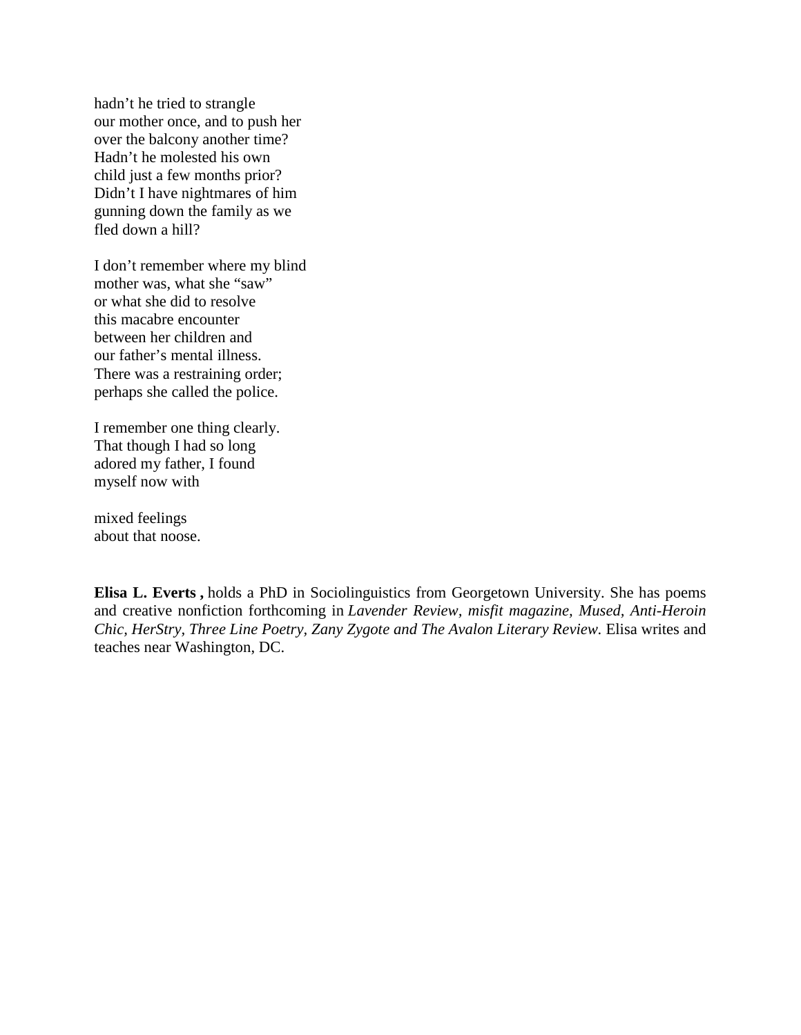hadn’t he tried to strangle
our mother once, and to push her
over the balcony another time?
Hadn’t he molested his own
child just a few months prior?
Didn’t I have nightmares of him
gunning down the family as we
fled down a hill?

I don’t remember where my blind
mother was, what she “saw”
or what she did to resolve
this macabre encounter
between her children and
our father’s mental illness.
There was a restraining order;
perhaps she called the police.

I remember one thing clearly.
That though I had so long
adored my father, I found
myself now with

mixed feelings
about that noose.

**Elisa L. Everts ,** holds a PhD in Sociolinguistics from Georgetown University. She has poems and creative nonfiction forthcoming in *Lavender Review, misfit magazine, Mused, Anti-Heroin Chic, HerStry, Three Line Poetry, Zany Zygote and The Avalon Literary Review.* Elisa writes and teaches near Washington, DC.